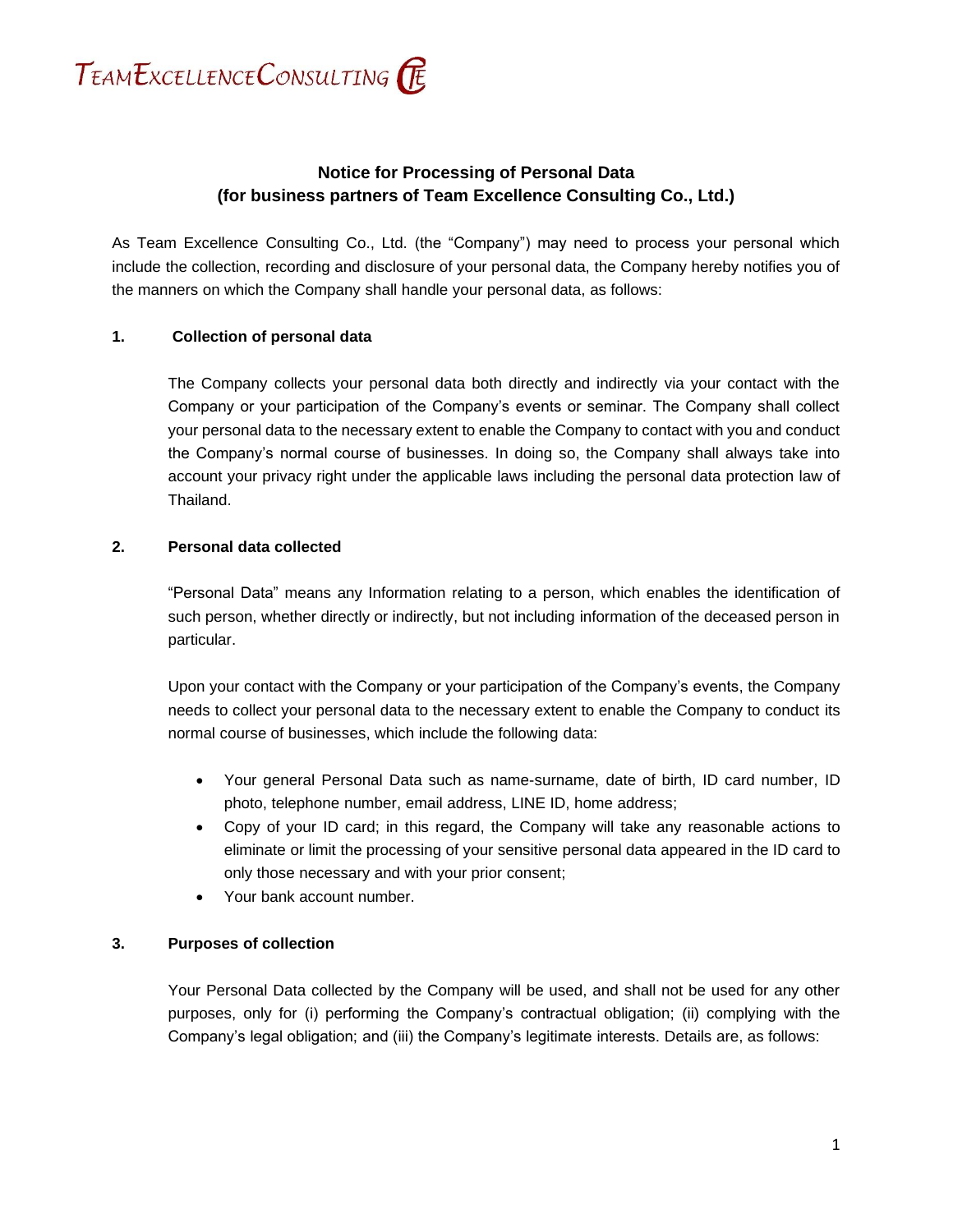TeamExcellenceConsulting

# Notice for Processing of Personal Data
## (for business partners of Team Excellence Consulting Co., Ltd.)

As Team Excellence Consulting Co., Ltd. (the "Company") may need to process your personal which include the collection, recording and disclosure of your personal data, the Company hereby notifies you of the manners on which the Company shall handle your personal data, as follows:

### 1. Collection of personal data

The Company collects your personal data both directly and indirectly via your contact with the Company or your participation of the Company's events or seminar. The Company shall collect your personal data to the necessary extent to enable the Company to contact with you and conduct the Company's normal course of businesses. In doing so, the Company shall always take into account your privacy right under the applicable laws including the personal data protection law of Thailand.

### 2. Personal data collected

"Personal Data" means any Information relating to a person, which enables the identification of such person, whether directly or indirectly, but not including information of the deceased person in particular.

Upon your contact with the Company or your participation of the Company's events, the Company needs to collect your personal data to the necessary extent to enable the Company to conduct its normal course of businesses, which include the following data:

- Your general Personal Data such as name-surname, date of birth, ID card number, ID photo, telephone number, email address, LINE ID, home address;
- Copy of your ID card; in this regard, the Company will take any reasonable actions to eliminate or limit the processing of your sensitive personal data appeared in the ID card to only those necessary and with your prior consent;
- Your bank account number.

### 3. Purposes of collection

Your Personal Data collected by the Company will be used, and shall not be used for any other purposes, only for (i) performing the Company's contractual obligation; (ii) complying with the Company's legal obligation; and (iii) the Company's legitimate interests. Details are, as follows: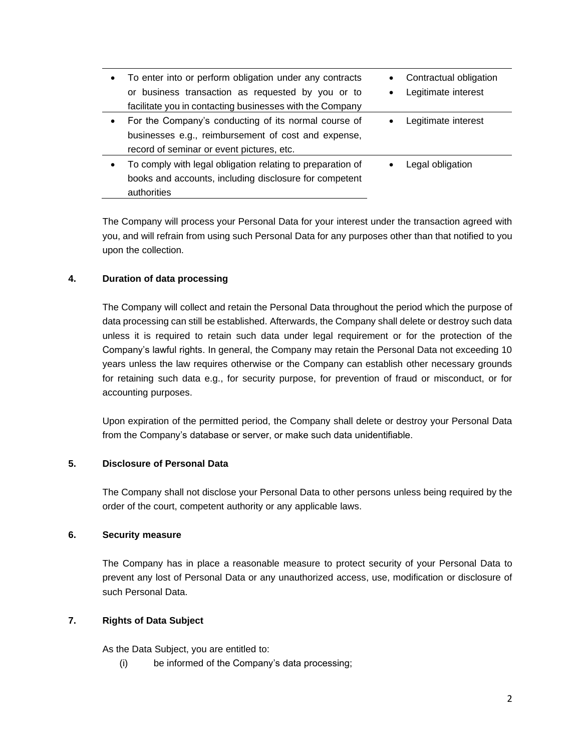| Purpose | Legal basis |
|---|---|
| • To enter into or perform obligation under any contracts or business transaction as requested by you or to facilitate you in contacting businesses with the Company | • Contractual obligation<br>• Legitimate interest |
| • For the Company's conducting of its normal course of businesses e.g., reimbursement of cost and expense, record of seminar or event pictures, etc. | • Legitimate interest |
| • To comply with legal obligation relating to preparation of books and accounts, including disclosure for competent authorities | • Legal obligation |

The Company will process your Personal Data for your interest under the transaction agreed with you, and will refrain from using such Personal Data for any purposes other than that notified to you upon the collection.

## 4. Duration of data processing

The Company will collect and retain the Personal Data throughout the period which the purpose of data processing can still be established. Afterwards, the Company shall delete or destroy such data unless it is required to retain such data under legal requirement or for the protection of the Company's lawful rights. In general, the Company may retain the Personal Data not exceeding 10 years unless the law requires otherwise or the Company can establish other necessary grounds for retaining such data e.g., for security purpose, for prevention of fraud or misconduct, or for accounting purposes.

Upon expiration of the permitted period, the Company shall delete or destroy your Personal Data from the Company's database or server, or make such data unidentifiable.

## 5. Disclosure of Personal Data

The Company shall not disclose your Personal Data to other persons unless being required by the order of the court, competent authority or any applicable laws.

## 6. Security measure

The Company has in place a reasonable measure to protect security of your Personal Data to prevent any lost of Personal Data or any unauthorized access, use, modification or disclosure of such Personal Data.

## 7. Rights of Data Subject

As the Data Subject, you are entitled to:

(i) be informed of the Company's data processing;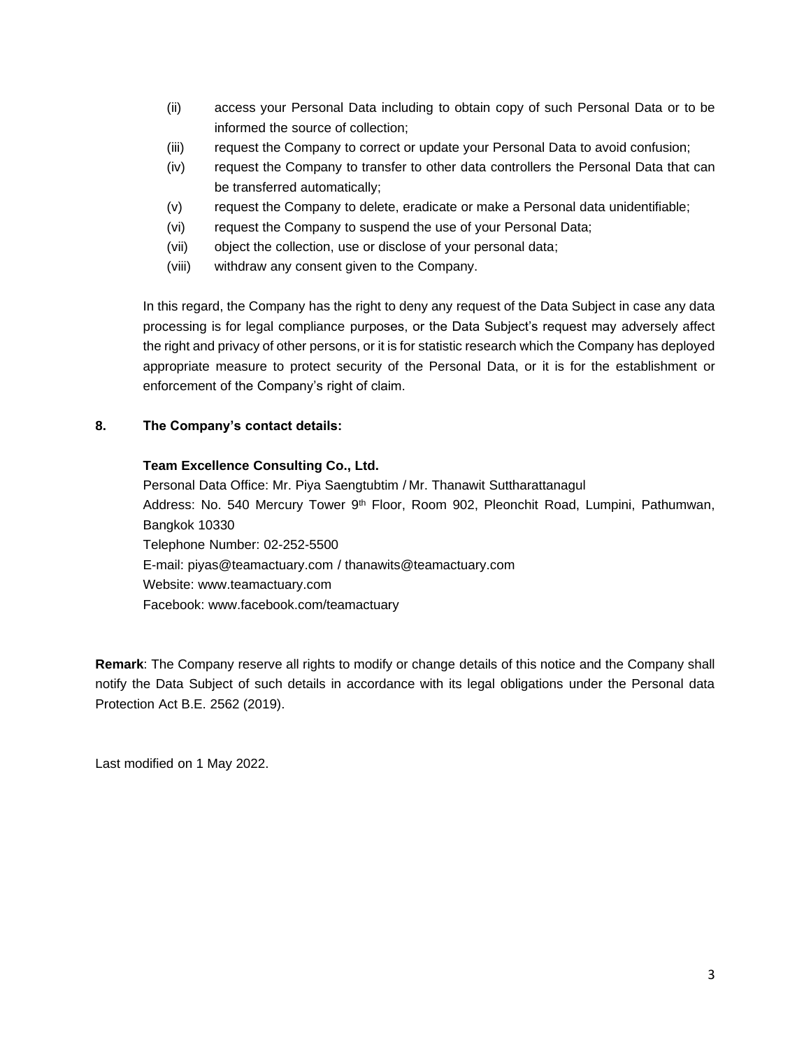(ii) access your Personal Data including to obtain copy of such Personal Data or to be informed the source of collection;

(iii) request the Company to correct or update your Personal Data to avoid confusion;

(iv) request the Company to transfer to other data controllers the Personal Data that can be transferred automatically;

(v) request the Company to delete, eradicate or make a Personal data unidentifiable;

(vi) request the Company to suspend the use of your Personal Data;

(vii) object the collection, use or disclose of your personal data;

(viii) withdraw any consent given to the Company.

In this regard, the Company has the right to deny any request of the Data Subject in case any data processing is for legal compliance purposes, or the Data Subject's request may adversely affect the right and privacy of other persons, or it is for statistic research which the Company has deployed appropriate measure to protect security of the Personal Data, or it is for the establishment or enforcement of the Company's right of claim.

**8. The Company's contact details:**

**Team Excellence Consulting Co., Ltd.**
Personal Data Office: Mr. Piya Saengtubtim / Mr. Thanawit Suttharattanagul
Address: No. 540 Mercury Tower 9th Floor, Room 902, Pleonchit Road, Lumpini, Pathumwan, Bangkok 10330
Telephone Number: 02-252-5500
E-mail: piyas@teamactuary.com / thanawits@teamactuary.com
Website: www.teamactuary.com
Facebook: www.facebook.com/teamactuary

**Remark**: The Company reserve all rights to modify or change details of this notice and the Company shall notify the Data Subject of such details in accordance with its legal obligations under the Personal data Protection Act B.E. 2562 (2019).

Last modified on 1 May 2022.